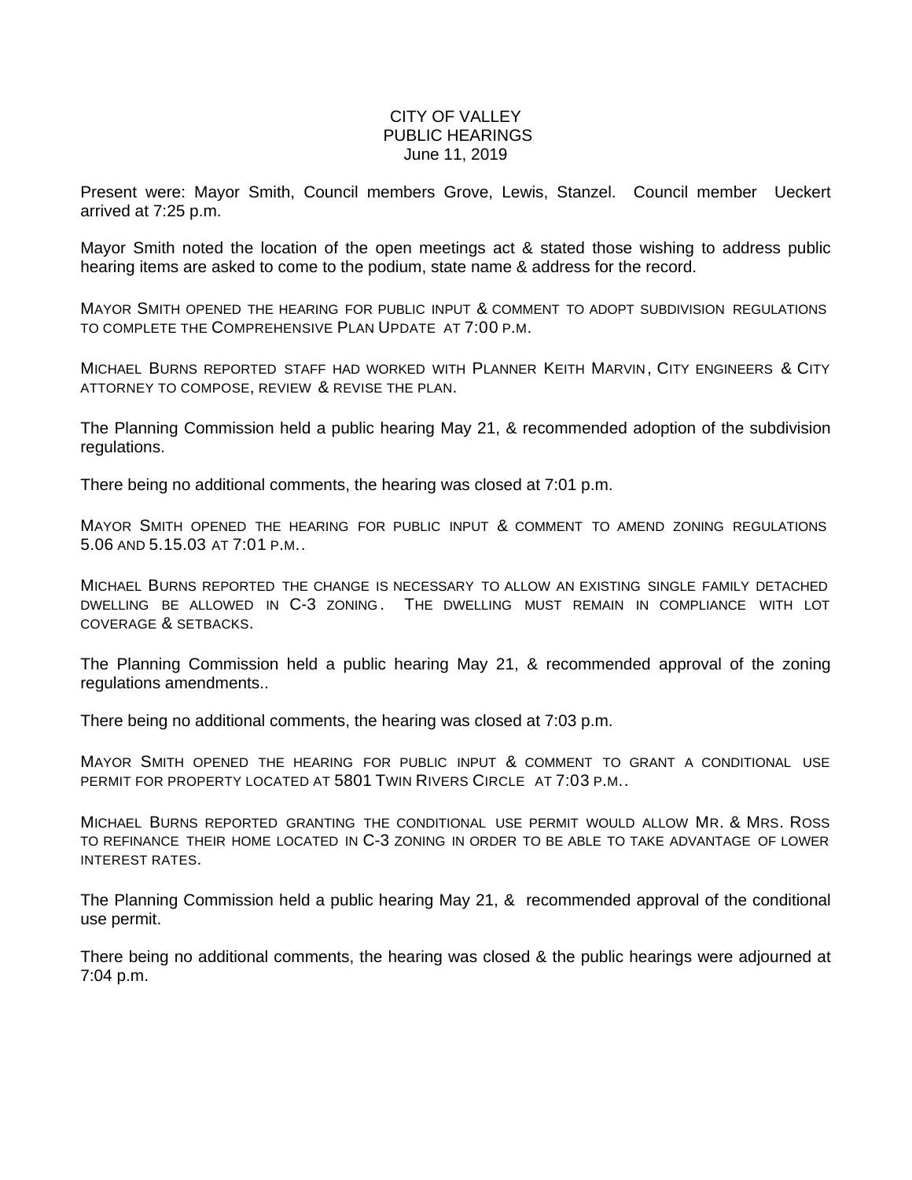# CITY OF VALLEY
## PUBLIC HEARINGS
### June 11, 2019

Present were: Mayor Smith, Council members Grove, Lewis, Stanzel. Council member Ueckert arrived at 7:25 p.m.

Mayor Smith noted the location of the open meetings act & stated those wishing to address public hearing items are asked to come to the podium, state name & address for the record.

MAYOR SMITH OPENED THE HEARING FOR PUBLIC INPUT & COMMENT TO ADOPT SUBDIVISION REGULATIONS TO COMPLETE THE COMPREHENSIVE PLAN UPDATE AT 7:00 P.M.

MICHAEL BURNS REPORTED STAFF HAD WORKED WITH PLANNER KEITH MARVIN, CITY ENGINEERS & CITY ATTORNEY TO COMPOSE, REVIEW & REVISE THE PLAN.

The Planning Commission held a public hearing May 21, & recommended adoption of the subdivision regulations.

There being no additional comments, the hearing was closed at 7:01 p.m.

MAYOR SMITH OPENED THE HEARING FOR PUBLIC INPUT & COMMENT TO AMEND ZONING REGULATIONS 5.06 AND 5.15.03 AT 7:01 P.M..

MICHAEL BURNS REPORTED THE CHANGE IS NECESSARY TO ALLOW AN EXISTING SINGLE FAMILY DETACHED DWELLING BE ALLOWED IN C-3 ZONING. THE DWELLING MUST REMAIN IN COMPLIANCE WITH LOT COVERAGE & SETBACKS.

The Planning Commission held a public hearing May 21, & recommended approval of the zoning regulations amendments..

There being no additional comments, the hearing was closed at 7:03 p.m.

MAYOR SMITH OPENED THE HEARING FOR PUBLIC INPUT & COMMENT TO GRANT A CONDITIONAL USE PERMIT FOR PROPERTY LOCATED AT 5801 TWIN RIVERS CIRCLE AT 7:03 P.M..

MICHAEL BURNS REPORTED GRANTING THE CONDITIONAL USE PERMIT WOULD ALLOW MR. & MRS. ROSS TO REFINANCE THEIR HOME LOCATED IN C-3 ZONING IN ORDER TO BE ABLE TO TAKE ADVANTAGE OF LOWER INTEREST RATES.

The Planning Commission held a public hearing May 21, & recommended approval of the conditional use permit.

There being no additional comments, the hearing was closed & the public hearings were adjourned at 7:04 p.m.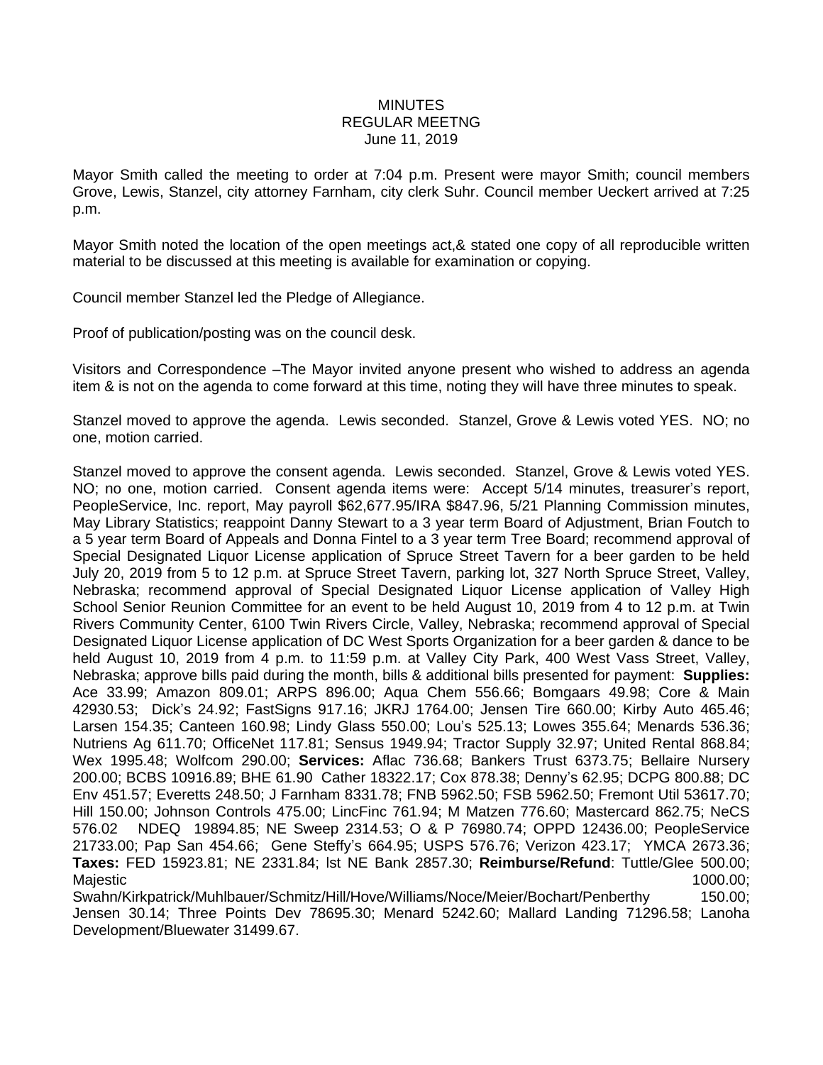MINUTES
REGULAR MEETNG
June 11, 2019

Mayor Smith called the meeting to order at 7:04 p.m. Present were mayor Smith; council members Grove, Lewis, Stanzel, city attorney Farnham, city clerk Suhr. Council member Ueckert arrived at 7:25 p.m.

Mayor Smith noted the location of the open meetings act,& stated one copy of all reproducible written material to be discussed at this meeting is available for examination or copying.

Council member Stanzel led the Pledge of Allegiance.

Proof of publication/posting was on the council desk.

Visitors and Correspondence –The Mayor invited anyone present who wished to address an agenda item & is not on the agenda to come forward at this time, noting they will have three minutes to speak.

Stanzel moved to approve the agenda. Lewis seconded. Stanzel, Grove & Lewis voted YES. NO; no one, motion carried.

Stanzel moved to approve the consent agenda. Lewis seconded. Stanzel, Grove & Lewis voted YES. NO; no one, motion carried. Consent agenda items were: Accept 5/14 minutes, treasurer's report, PeopleService, Inc. report, May payroll $62,677.95/IRA $847.96, 5/21 Planning Commission minutes, May Library Statistics; reappoint Danny Stewart to a 3 year term Board of Adjustment, Brian Foutch to a 5 year term Board of Appeals and Donna Fintel to a 3 year term Tree Board; recommend approval of Special Designated Liquor License application of Spruce Street Tavern for a beer garden to be held July 20, 2019 from 5 to 12 p.m. at Spruce Street Tavern, parking lot, 327 North Spruce Street, Valley, Nebraska; recommend approval of Special Designated Liquor License application of Valley High School Senior Reunion Committee for an event to be held August 10, 2019 from 4 to 12 p.m. at Twin Rivers Community Center, 6100 Twin Rivers Circle, Valley, Nebraska; recommend approval of Special Designated Liquor License application of DC West Sports Organization for a beer garden & dance to be held August 10, 2019 from 4 p.m. to 11:59 p.m. at Valley City Park, 400 West Vass Street, Valley, Nebraska; approve bills paid during the month, bills & additional bills presented for payment: **Supplies:** Ace 33.99; Amazon 809.01; ARPS 896.00; Aqua Chem 556.66; Bomgaars 49.98; Core & Main 42930.53; Dick's 24.92; FastSigns 917.16; JKRJ 1764.00; Jensen Tire 660.00; Kirby Auto 465.46; Larsen 154.35; Canteen 160.98; Lindy Glass 550.00; Lou's 525.13; Lowes 355.64; Menards 536.36; Nutriens Ag 611.70; OfficeNet 117.81; Sensus 1949.94; Tractor Supply 32.97; United Rental 868.84; Wex 1995.48; Wolfcom 290.00; **Services:** Aflac 736.68; Bankers Trust 6373.75; Bellaire Nursery 200.00; BCBS 10916.89; BHE 61.90 Cather 18322.17; Cox 878.38; Denny's 62.95; DCPG 800.88; DC Env 451.57; Everetts 248.50; J Farnham 8331.78; FNB 5962.50; FSB 5962.50; Fremont Util 53617.70; Hill 150.00; Johnson Controls 475.00; LincFinc 761.94; M Matzen 776.60; Mastercard 862.75; NeCS 576.02 NDEQ 19894.85; NE Sweep 2314.53; O & P 76980.74; OPPD 12436.00; PeopleService 21733.00; Pap San 454.66; Gene Steffy's 664.95; USPS 576.76; Verizon 423.17; YMCA 2673.36; **Taxes:** FED 15923.81; NE 2331.84; lst NE Bank 2857.30; **Reimburse/Refund**: Tuttle/Glee 500.00; Majestic 1000.00; Swahn/Kirkpatrick/Muhlbauer/Schmitz/Hill/Hove/Williams/Noce/Meier/Bochart/Penberthy 150.00; Jensen 30.14; Three Points Dev 78695.30; Menard 5242.60; Mallard Landing 71296.58; Lanoha Development/Bluewater 31499.67.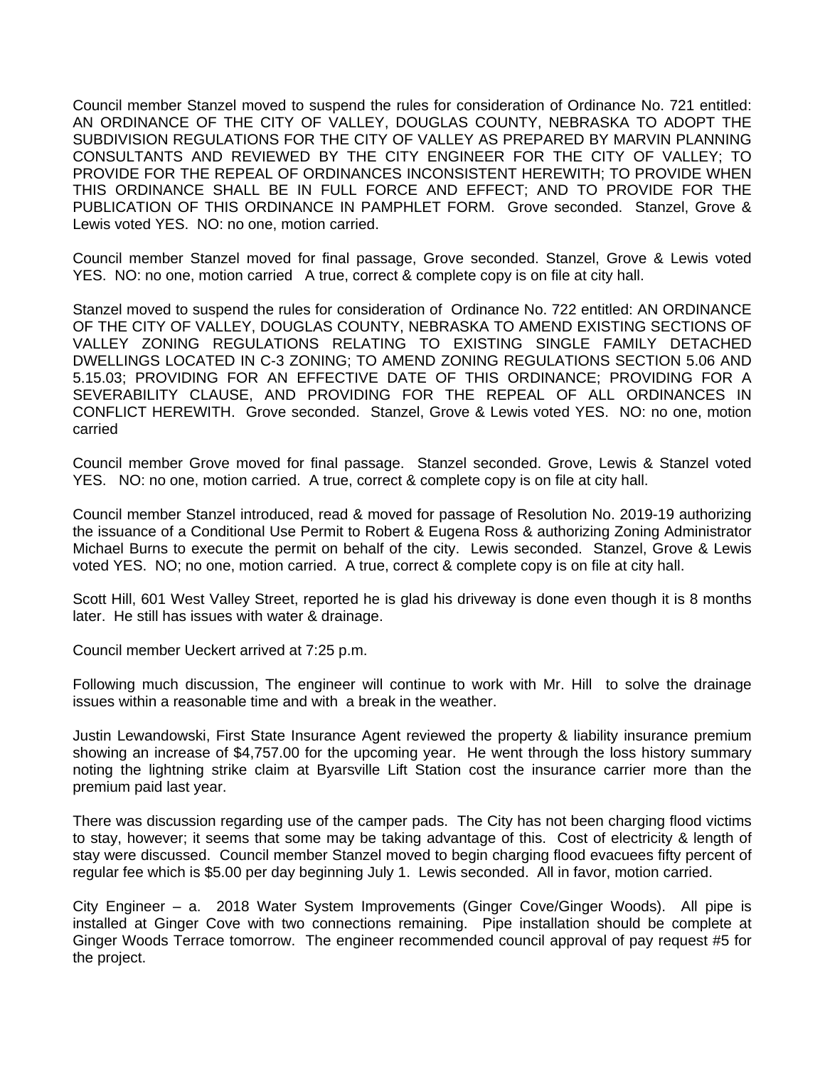Council member Stanzel moved to suspend the rules for consideration of Ordinance No. 721 entitled: AN ORDINANCE OF THE CITY OF VALLEY, DOUGLAS COUNTY, NEBRASKA TO ADOPT THE SUBDIVISION REGULATIONS FOR THE CITY OF VALLEY AS PREPARED BY MARVIN PLANNING CONSULTANTS AND REVIEWED BY THE CITY ENGINEER FOR THE CITY OF VALLEY; TO PROVIDE FOR THE REPEAL OF ORDINANCES INCONSISTENT HEREWITH; TO PROVIDE WHEN THIS ORDINANCE SHALL BE IN FULL FORCE AND EFFECT; AND TO PROVIDE FOR THE PUBLICATION OF THIS ORDINANCE IN PAMPHLET FORM. Grove seconded. Stanzel, Grove & Lewis voted YES. NO: no one, motion carried.

Council member Stanzel moved for final passage, Grove seconded. Stanzel, Grove & Lewis voted YES. NO: no one, motion carried A true, correct & complete copy is on file at city hall.

Stanzel moved to suspend the rules for consideration of Ordinance No. 722 entitled: AN ORDINANCE OF THE CITY OF VALLEY, DOUGLAS COUNTY, NEBRASKA TO AMEND EXISTING SECTIONS OF VALLEY ZONING REGULATIONS RELATING TO EXISTING SINGLE FAMILY DETACHED DWELLINGS LOCATED IN C-3 ZONING; TO AMEND ZONING REGULATIONS SECTION 5.06 AND 5.15.03; PROVIDING FOR AN EFFECTIVE DATE OF THIS ORDINANCE; PROVIDING FOR A SEVERABILITY CLAUSE, AND PROVIDING FOR THE REPEAL OF ALL ORDINANCES IN CONFLICT HEREWITH. Grove seconded. Stanzel, Grove & Lewis voted YES. NO: no one, motion carried

Council member Grove moved for final passage. Stanzel seconded. Grove, Lewis & Stanzel voted YES. NO: no one, motion carried. A true, correct & complete copy is on file at city hall.

Council member Stanzel introduced, read & moved for passage of Resolution No. 2019-19 authorizing the issuance of a Conditional Use Permit to Robert & Eugena Ross & authorizing Zoning Administrator Michael Burns to execute the permit on behalf of the city. Lewis seconded. Stanzel, Grove & Lewis voted YES. NO; no one, motion carried. A true, correct & complete copy is on file at city hall.

Scott Hill, 601 West Valley Street, reported he is glad his driveway is done even though it is 8 months later. He still has issues with water & drainage.

Council member Ueckert arrived at 7:25 p.m.

Following much discussion, The engineer will continue to work with Mr. Hill to solve the drainage issues within a reasonable time and with a break in the weather.

Justin Lewandowski, First State Insurance Agent reviewed the property & liability insurance premium showing an increase of $4,757.00 for the upcoming year. He went through the loss history summary noting the lightning strike claim at Byarsville Lift Station cost the insurance carrier more than the premium paid last year.

There was discussion regarding use of the camper pads. The City has not been charging flood victims to stay, however; it seems that some may be taking advantage of this. Cost of electricity & length of stay were discussed. Council member Stanzel moved to begin charging flood evacuees fifty percent of regular fee which is $5.00 per day beginning July 1. Lewis seconded. All in favor, motion carried.

City Engineer – a. 2018 Water System Improvements (Ginger Cove/Ginger Woods). All pipe is installed at Ginger Cove with two connections remaining. Pipe installation should be complete at Ginger Woods Terrace tomorrow. The engineer recommended council approval of pay request #5 for the project.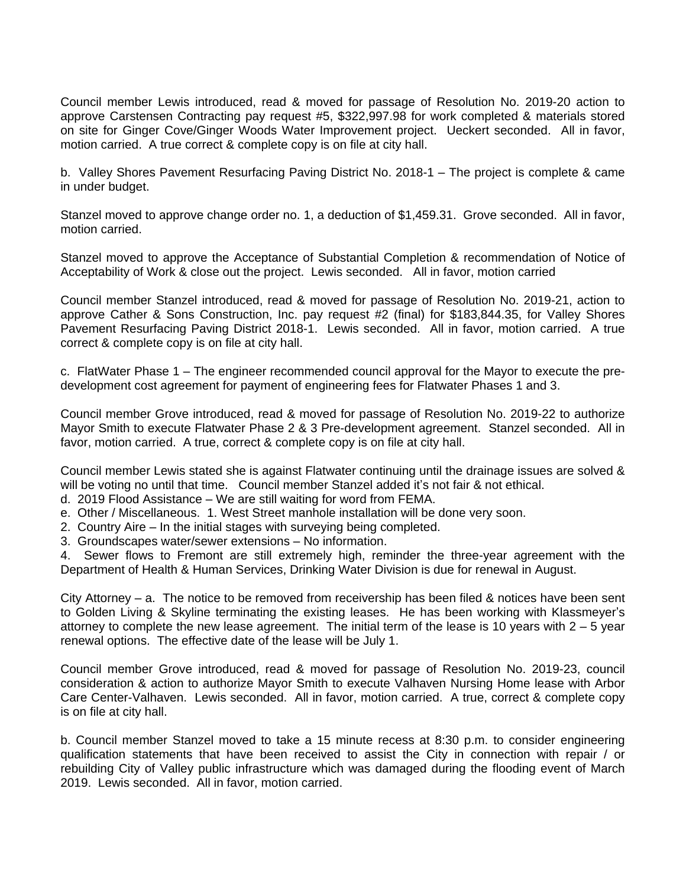Council member Lewis introduced, read & moved for passage of Resolution No. 2019-20 action to approve Carstensen Contracting pay request #5, $322,997.98 for work completed & materials stored on site for Ginger Cove/Ginger Woods Water Improvement project. Ueckert seconded. All in favor, motion carried. A true correct & complete copy is on file at city hall.

b. Valley Shores Pavement Resurfacing Paving District No. 2018-1 – The project is complete & came in under budget.

Stanzel moved to approve change order no. 1, a deduction of $1,459.31. Grove seconded. All in favor, motion carried.

Stanzel moved to approve the Acceptance of Substantial Completion & recommendation of Notice of Acceptability of Work & close out the project. Lewis seconded. All in favor, motion carried

Council member Stanzel introduced, read & moved for passage of Resolution No. 2019-21, action to approve Cather & Sons Construction, Inc. pay request #2 (final) for $183,844.35, for Valley Shores Pavement Resurfacing Paving District 2018-1. Lewis seconded. All in favor, motion carried. A true correct & complete copy is on file at city hall.

c. FlatWater Phase 1 – The engineer recommended council approval for the Mayor to execute the pre-development cost agreement for payment of engineering fees for Flatwater Phases 1 and 3.

Council member Grove introduced, read & moved for passage of Resolution No. 2019-22 to authorize Mayor Smith to execute Flatwater Phase 2 & 3 Pre-development agreement. Stanzel seconded. All in favor, motion carried. A true, correct & complete copy is on file at city hall.

Council member Lewis stated she is against Flatwater continuing until the drainage issues are solved & will be voting no until that time. Council member Stanzel added it's not fair & not ethical.

d. 2019 Flood Assistance – We are still waiting for word from FEMA.

e. Other / Miscellaneous. 1. West Street manhole installation will be done very soon.

2. Country Aire – In the initial stages with surveying being completed.

3. Groundscapes water/sewer extensions – No information.

4. Sewer flows to Fremont are still extremely high, reminder the three-year agreement with the Department of Health & Human Services, Drinking Water Division is due for renewal in August.

City Attorney – a. The notice to be removed from receivership has been filed & notices have been sent to Golden Living & Skyline terminating the existing leases. He has been working with Klassmeyer's attorney to complete the new lease agreement. The initial term of the lease is 10 years with 2 – 5 year renewal options. The effective date of the lease will be July 1.

Council member Grove introduced, read & moved for passage of Resolution No. 2019-23, council consideration & action to authorize Mayor Smith to execute Valhaven Nursing Home lease with Arbor Care Center-Valhaven. Lewis seconded. All in favor, motion carried. A true, correct & complete copy is on file at city hall.

b. Council member Stanzel moved to take a 15 minute recess at 8:30 p.m. to consider engineering qualification statements that have been received to assist the City in connection with repair / or rebuilding City of Valley public infrastructure which was damaged during the flooding event of March 2019. Lewis seconded. All in favor, motion carried.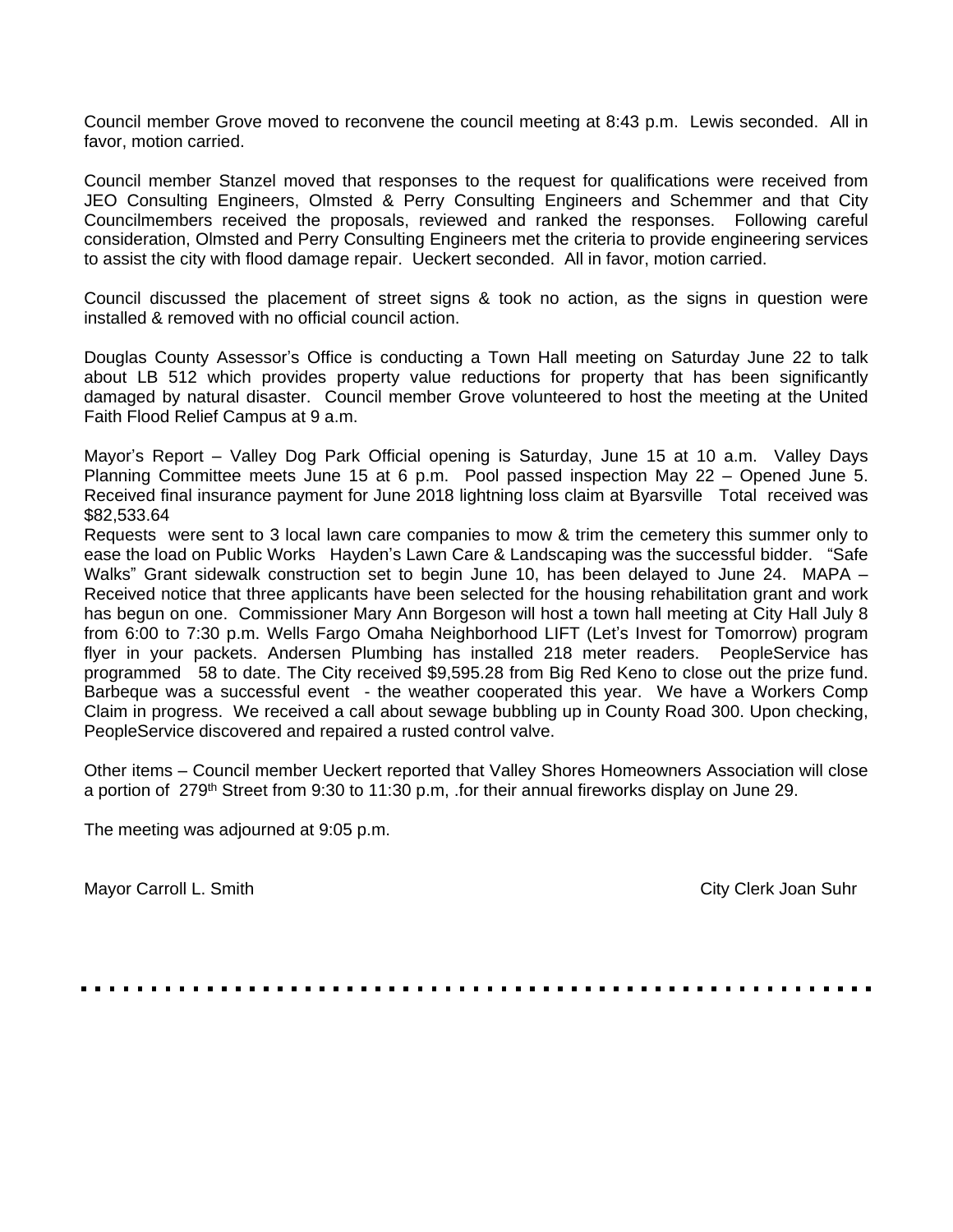Council member Grove moved to reconvene the council meeting at 8:43 p.m. Lewis seconded. All in favor, motion carried.

Council member Stanzel moved that responses to the request for qualifications were received from JEO Consulting Engineers, Olmsted & Perry Consulting Engineers and Schemmer and that City Councilmembers received the proposals, reviewed and ranked the responses. Following careful consideration, Olmsted and Perry Consulting Engineers met the criteria to provide engineering services to assist the city with flood damage repair. Ueckert seconded. All in favor, motion carried.

Council discussed the placement of street signs & took no action, as the signs in question were installed & removed with no official council action.

Douglas County Assessor's Office is conducting a Town Hall meeting on Saturday June 22 to talk about LB 512 which provides property value reductions for property that has been significantly damaged by natural disaster. Council member Grove volunteered to host the meeting at the United Faith Flood Relief Campus at 9 a.m.

Mayor's Report – Valley Dog Park Official opening is Saturday, June 15 at 10 a.m. Valley Days Planning Committee meets June 15 at 6 p.m. Pool passed inspection May 22 – Opened June 5. Received final insurance payment for June 2018 lightning loss claim at Byarsville Total received was $82,533.64
Requests were sent to 3 local lawn care companies to mow & trim the cemetery this summer only to ease the load on Public Works Hayden's Lawn Care & Landscaping was the successful bidder. "Safe Walks" Grant sidewalk construction set to begin June 10, has been delayed to June 24. MAPA – Received notice that three applicants have been selected for the housing rehabilitation grant and work has begun on one. Commissioner Mary Ann Borgeson will host a town hall meeting at City Hall July 8 from 6:00 to 7:30 p.m. Wells Fargo Omaha Neighborhood LIFT (Let's Invest for Tomorrow) program flyer in your packets. Andersen Plumbing has installed 218 meter readers. PeopleService has programmed 58 to date. The City received $9,595.28 from Big Red Keno to close out the prize fund. Barbeque was a successful event - the weather cooperated this year. We have a Workers Comp Claim in progress. We received a call about sewage bubbling up in County Road 300. Upon checking, PeopleService discovered and repaired a rusted control valve.

Other items – Council member Ueckert reported that Valley Shores Homeowners Association will close a portion of 279th Street from 9:30 to 11:30 p.m, .for their annual fireworks display on June 29.

The meeting was adjourned at 9:05 p.m.

Mayor Carroll L. Smith City Clerk Joan Suhr